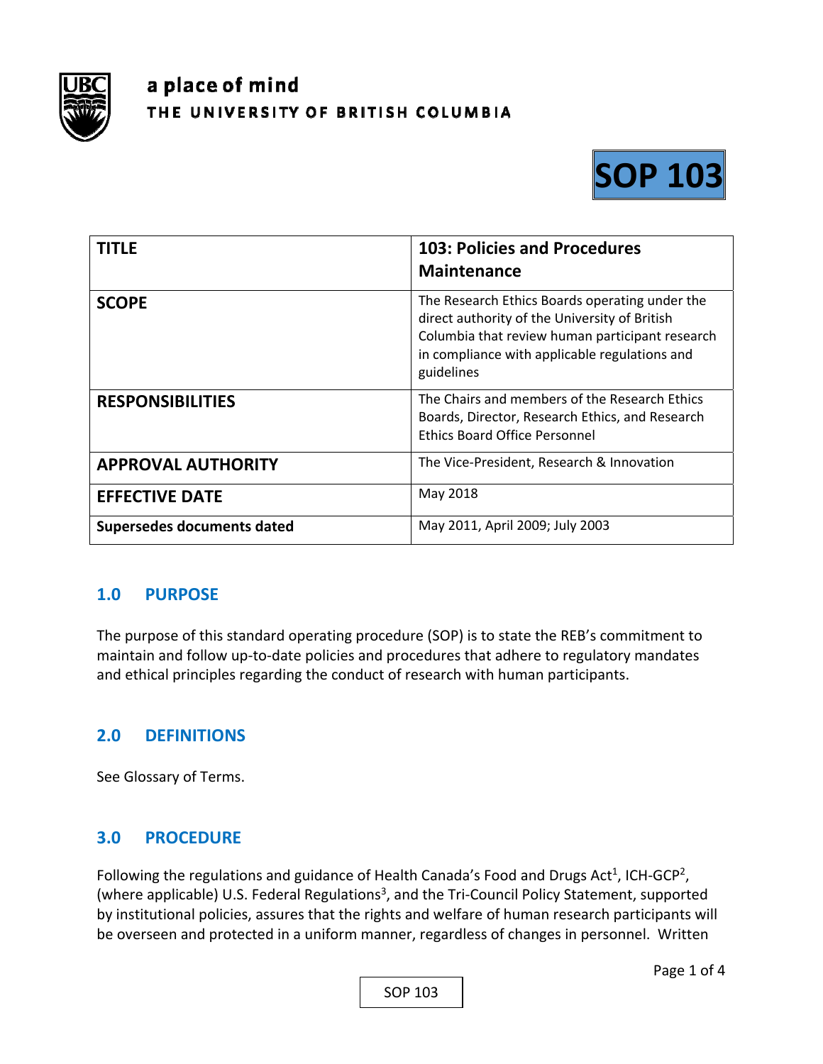a place of mind
THE UNIVERSITY OF BRITISH COLUMBIA

# SOP 103

| TITLE | 103: Policies and Procedures Maintenance |
|---|---|
| SCOPE | The Research Ethics Boards operating under the direct authority of the University of British Columbia that review human participant research in compliance with applicable regulations and guidelines |
| RESPONSIBILITIES | The Chairs and members of the Research Ethics Boards, Director, Research Ethics, and Research Ethics Board Office Personnel |
| APPROVAL AUTHORITY | The Vice-President, Research & Innovation |
| EFFECTIVE DATE | May 2018 |
| Supersedes documents dated | May 2011, April 2009; July 2003 |

## 1.0 PURPOSE

The purpose of this standard operating procedure (SOP) is to state the REB's commitment to maintain and follow up-to-date policies and procedures that adhere to regulatory mandates and ethical principles regarding the conduct of research with human participants.

## 2.0 DEFINITIONS

See Glossary of Terms.

## 3.0 PROCEDURE

Following the regulations and guidance of Health Canada's Food and Drugs Act[1], ICH-GCP[2], (where applicable) U.S. Federal Regulations[3], and the Tri-Council Policy Statement, supported by institutional policies, assures that the rights and welfare of human research participants will be overseen and protected in a uniform manner, regardless of changes in personnel. Written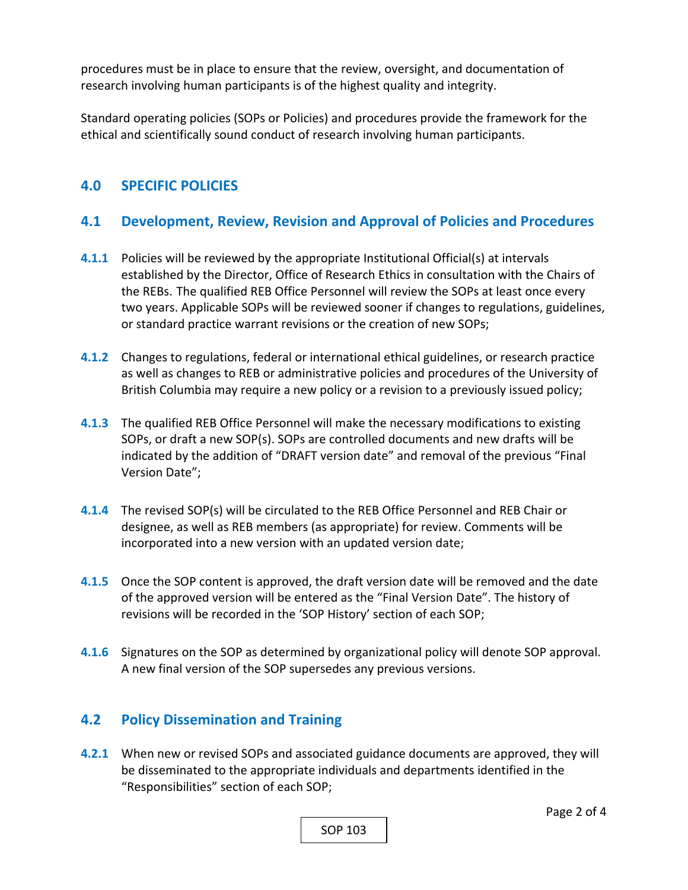procedures must be in place to ensure that the review, oversight, and documentation of research involving human participants is of the highest quality and integrity.

Standard operating policies (SOPs or Policies) and procedures provide the framework for the ethical and scientifically sound conduct of research involving human participants.

## 4.0 SPECIFIC POLICIES

### 4.1 Development, Review, Revision and Approval of Policies and Procedures

**4.1.1** Policies will be reviewed by the appropriate Institutional Official(s) at intervals established by the Director, Office of Research Ethics in consultation with the Chairs of the REBs. The qualified REB Office Personnel will review the SOPs at least once every two years. Applicable SOPs will be reviewed sooner if changes to regulations, guidelines, or standard practice warrant revisions or the creation of new SOPs;

**4.1.2** Changes to regulations, federal or international ethical guidelines, or research practice as well as changes to REB or administrative policies and procedures of the University of British Columbia may require a new policy or a revision to a previously issued policy;

**4.1.3** The qualified REB Office Personnel will make the necessary modifications to existing SOPs, or draft a new SOP(s). SOPs are controlled documents and new drafts will be indicated by the addition of "DRAFT version date" and removal of the previous "Final Version Date";

**4.1.4** The revised SOP(s) will be circulated to the REB Office Personnel and REB Chair or designee, as well as REB members (as appropriate) for review. Comments will be incorporated into a new version with an updated version date;

**4.1.5** Once the SOP content is approved, the draft version date will be removed and the date of the approved version will be entered as the "Final Version Date". The history of revisions will be recorded in the 'SOP History' section of each SOP;

**4.1.6** Signatures on the SOP as determined by organizational policy will denote SOP approval. A new final version of the SOP supersedes any previous versions.

### 4.2 Policy Dissemination and Training

**4.2.1** When new or revised SOPs and associated guidance documents are approved, they will be disseminated to the appropriate individuals and departments identified in the "Responsibilities" section of each SOP;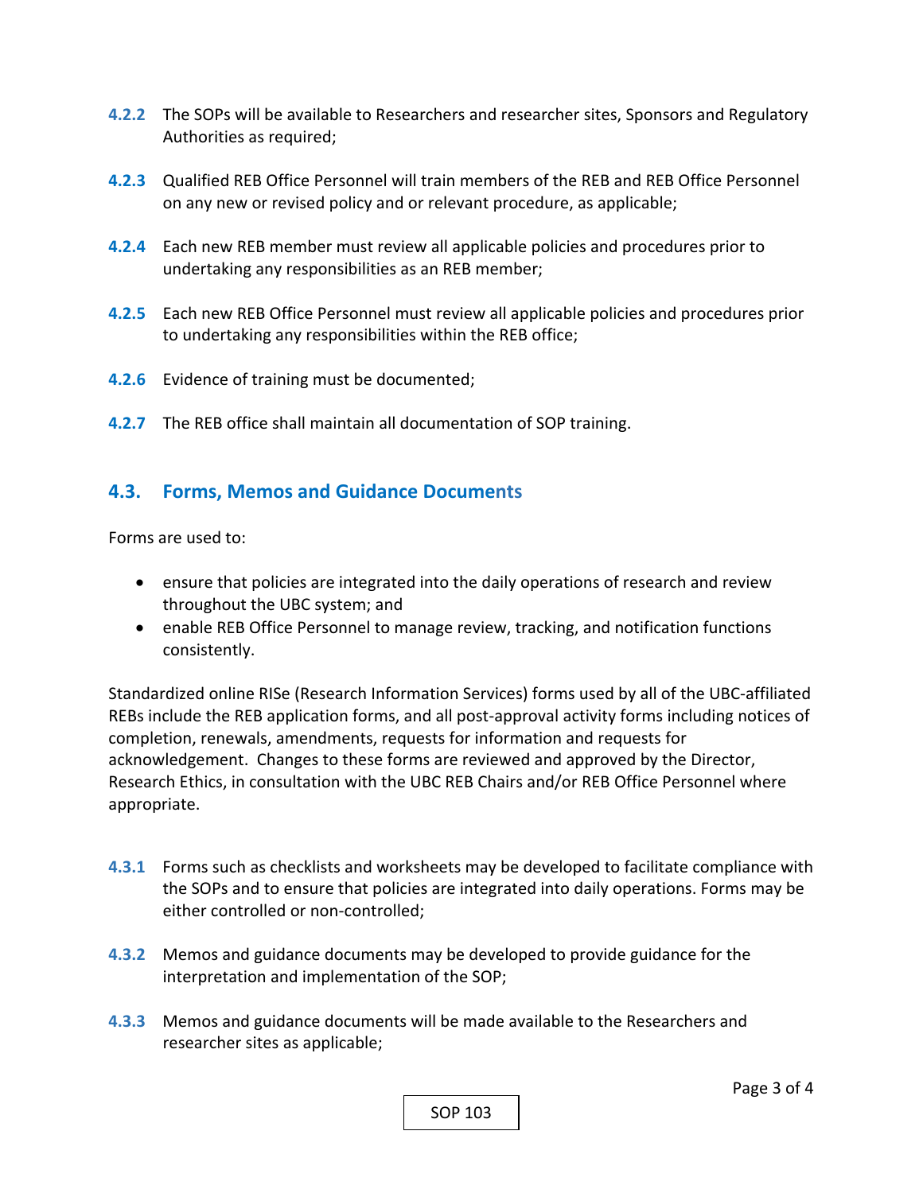**4.2.2** The SOPs will be available to Researchers and researcher sites, Sponsors and Regulatory Authorities as required;

**4.2.3** Qualified REB Office Personnel will train members of the REB and REB Office Personnel on any new or revised policy and or relevant procedure, as applicable;

**4.2.4** Each new REB member must review all applicable policies and procedures prior to undertaking any responsibilities as an REB member;

**4.2.5** Each new REB Office Personnel must review all applicable policies and procedures prior to undertaking any responsibilities within the REB office;

**4.2.6** Evidence of training must be documented;

**4.2.7** The REB office shall maintain all documentation of SOP training.

## 4.3. Forms, Memos and Guidance Documents

Forms are used to:

- ensure that policies are integrated into the daily operations of research and review throughout the UBC system; and
- enable REB Office Personnel to manage review, tracking, and notification functions consistently.

Standardized online RISe (Research Information Services) forms used by all of the UBC-affiliated REBs include the REB application forms, and all post-approval activity forms including notices of completion, renewals, amendments, requests for information and requests for acknowledgement. Changes to these forms are reviewed and approved by the Director, Research Ethics, in consultation with the UBC REB Chairs and/or REB Office Personnel where appropriate.

**4.3.1** Forms such as checklists and worksheets may be developed to facilitate compliance with the SOPs and to ensure that policies are integrated into daily operations. Forms may be either controlled or non-controlled;

**4.3.2** Memos and guidance documents may be developed to provide guidance for the interpretation and implementation of the SOP;

**4.3.3** Memos and guidance documents will be made available to the Researchers and researcher sites as applicable;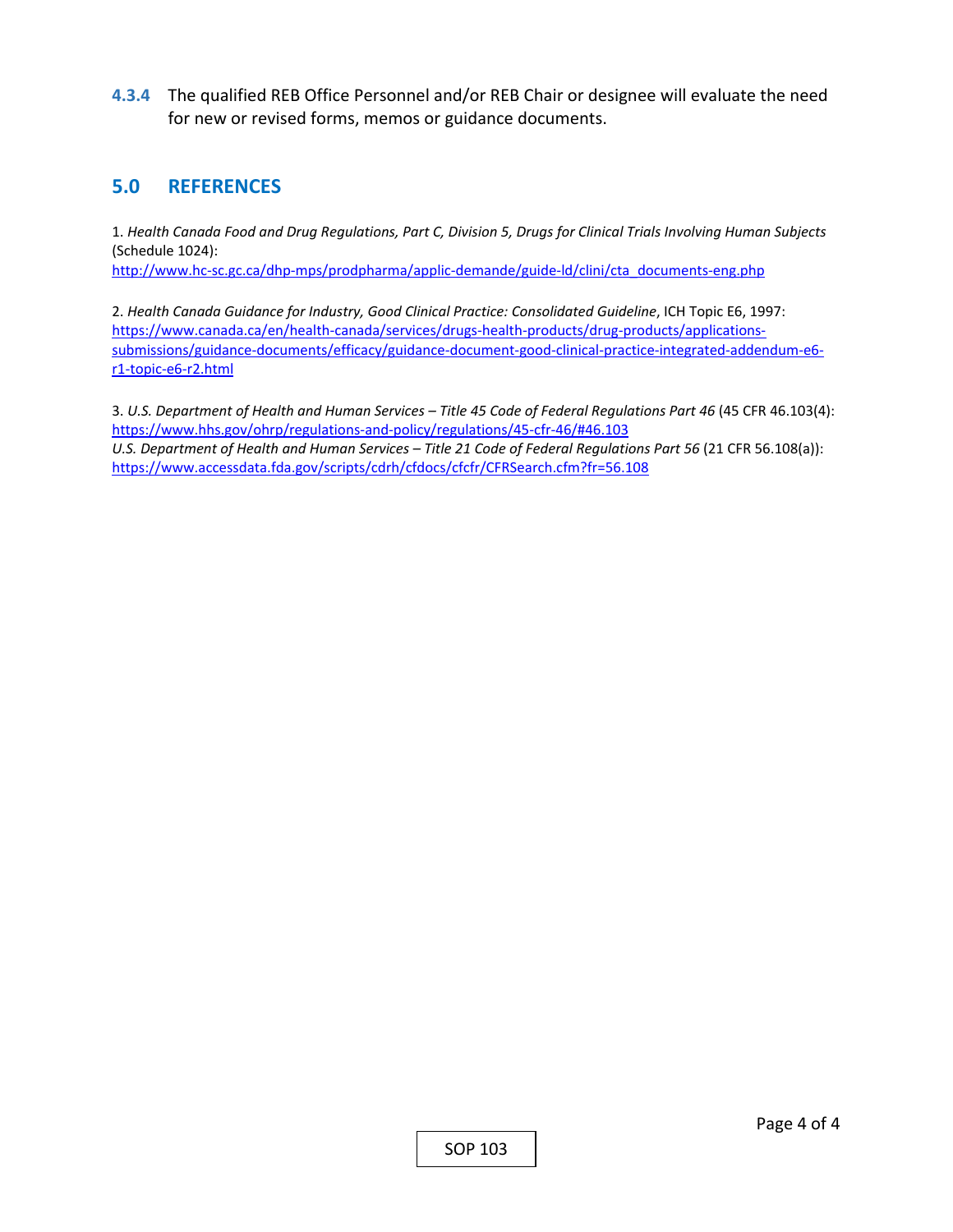**4.3.4** The qualified REB Office Personnel and/or REB Chair or designee will evaluate the need for new or revised forms, memos or guidance documents.

## 5.0 REFERENCES

1. *Health Canada Food and Drug Regulations, Part C, Division 5, Drugs for Clinical Trials Involving Human Subjects* (Schedule 1024):
http://www.hc-sc.gc.ca/dhp-mps/prodpharma/applic-demande/guide-ld/clini/cta_documents-eng.php

2. *Health Canada Guidance for Industry, Good Clinical Practice: Consolidated Guideline*, ICH Topic E6, 1997:
https://www.canada.ca/en/health-canada/services/drugs-health-products/drug-products/applications-submissions/guidance-documents/efficacy/guidance-document-good-clinical-practice-integrated-addendum-e6-r1-topic-e6-r2.html

3. *U.S. Department of Health and Human Services – Title 45 Code of Federal Regulations Part 46* (45 CFR 46.103(4):
https://www.hhs.gov/ohrp/regulations-and-policy/regulations/45-cfr-46/#46.103
*U.S. Department of Health and Human Services – Title 21 Code of Federal Regulations Part 56* (21 CFR 56.108(a)):
https://www.accessdata.fda.gov/scripts/cdrh/cfdocs/cfcfr/CFRSearch.cfm?fr=56.108